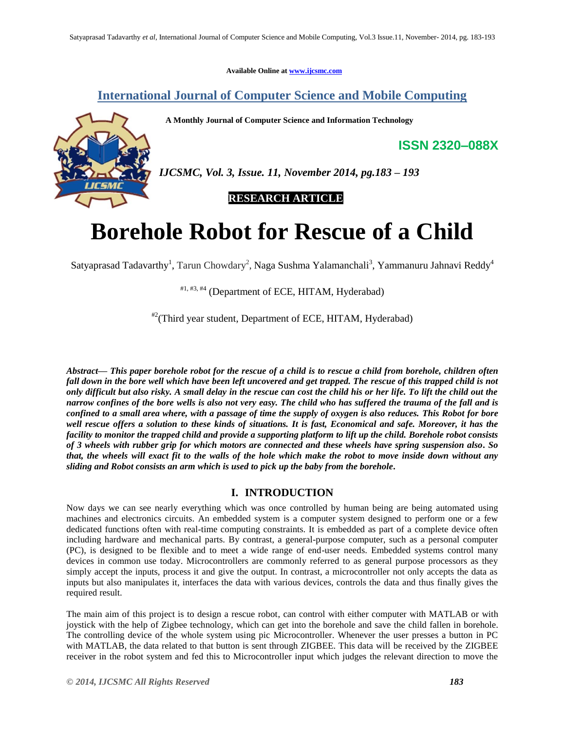Available Online at www.ijcsmc.com

## International Journal of Computer Science and Mobile Computing

**A Monthly Journal of Computer Science and Information Technology**

**ISSN 2320–088X**

***IJCSMC, Vol. 3, Issue. 11, November 2014, pg.183 – 193***

**RESEARCH ARTICLE**

# Borehole Robot for Rescue of a Child

Satyaprasad Tadavarthy[1], Tarun Chowdary[2], Naga Sushma Yalamanchali[3], Yammanuru Jahnavi Reddy[4]

[#1, #3, #4] (Department of ECE, HITAM, Hyderabad)

[#2](Third year student, Department of ECE, HITAM, Hyderabad)

***Abstract— This paper borehole robot for the rescue of a child is to rescue a child from borehole, children often fall down in the bore well which have been left uncovered and get trapped. The rescue of this trapped child is not only difficult but also risky. A small delay in the rescue can cost the child his or her life. To lift the child out the narrow confines of the bore wells is also not very easy. The child who has suffered the trauma of the fall and is confined to a small area where, with a passage of time the supply of oxygen is also reduces. This Robot for bore well rescue offers a solution to these kinds of situations. It is fast, Economical and safe. Moreover, it has the facility to monitor the trapped child and provide a supporting platform to lift up the child. Borehole robot consists of 3 wheels with rubber grip for which motors are connected and these wheels have spring suspension also. So that, the wheels will exact fit to the walls of the hole which make the robot to move inside down without any sliding and Robot consists an arm which is used to pick up the baby from the borehole.***

## I. INTRODUCTION

Now days we can see nearly everything which was once controlled by human being are being automated using machines and electronics circuits. An embedded system is a computer system designed to perform one or a few dedicated functions often with real-time computing constraints. It is embedded as part of a complete device often including hardware and mechanical parts. By contrast, a general-purpose computer, such as a personal computer (PC), is designed to be flexible and to meet a wide range of end-user needs. Embedded systems control many devices in common use today. Microcontrollers are commonly referred to as general purpose processors as they simply accept the inputs, process it and give the output. In contrast, a microcontroller not only accepts the data as inputs but also manipulates it, interfaces the data with various devices, controls the data and thus finally gives the required result.

The main aim of this project is to design a rescue robot, can control with either computer with MATLAB or with joystick with the help of Zigbee technology, which can get into the borehole and save the child fallen in borehole. The controlling device of the whole system using pic Microcontroller. Whenever the user presses a button in PC with MATLAB, the data related to that button is sent through ZIGBEE. This data will be received by the ZIGBEE receiver in the robot system and fed this to Microcontroller input which judges the relevant direction to move the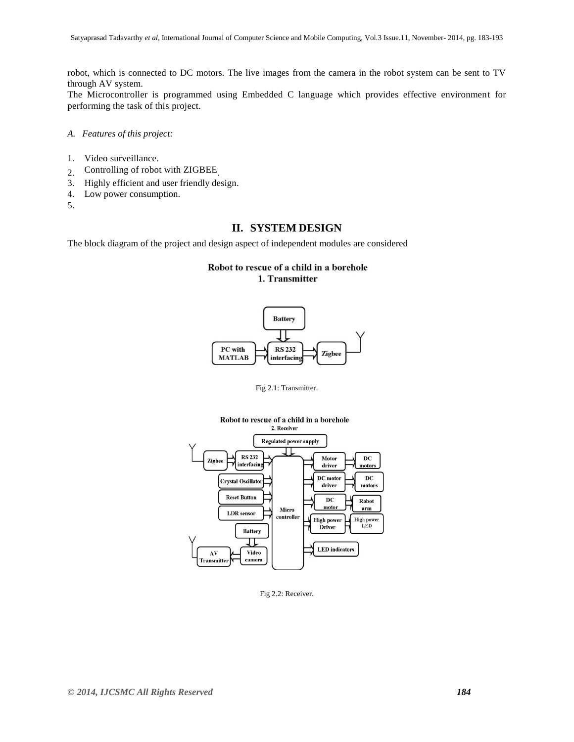robot, which is connected to DC motors. The live images from the camera in the robot system can be sent to TV through AV system.

The Microcontroller is programmed using Embedded C language which provides effective environment for performing the task of this project.

*A. Features of this project:*

1. Video surveillance.
2. Controlling of robot with ZIGBEE.
3. Highly efficient and user friendly design.
4. Low power consumption.
5.

## II. SYSTEM DESIGN

The block diagram of the project and design aspect of independent modules are considered

Fig 2.1: Transmitter.

Fig 2.2: Receiver.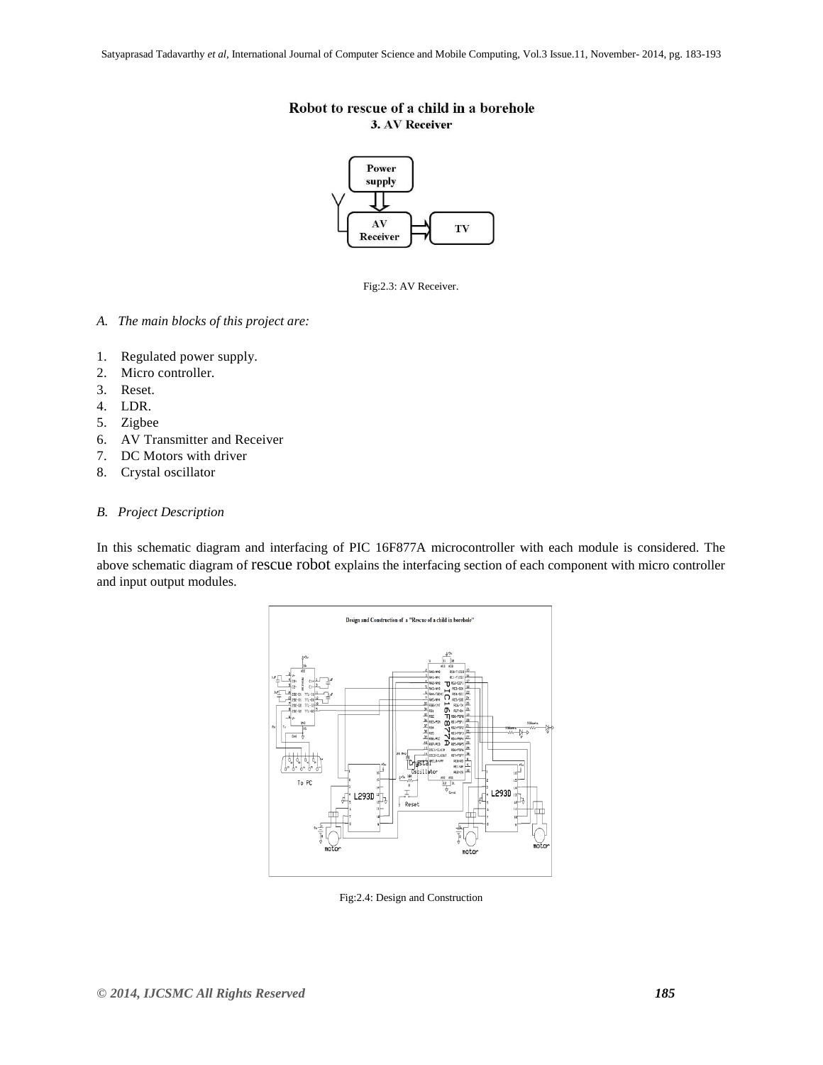## Robot to rescue of a child in a borehole

### 3. AV Receiver

Fig:2.3: AV Receiver.

*A. The main blocks of this project are:*

1. Regulated power supply.
2. Micro controller.
3. Reset.
4. LDR.
5. Zigbee
6. AV Transmitter and Receiver
7. DC Motors with driver
8. Crystal oscillator

*B. Project Description*

In this schematic diagram and interfacing of PIC 16F877A microcontroller with each module is considered. The above schematic diagram of rescue robot explains the interfacing section of each component with micro controller and input output modules.

Fig:2.4: Design and Construction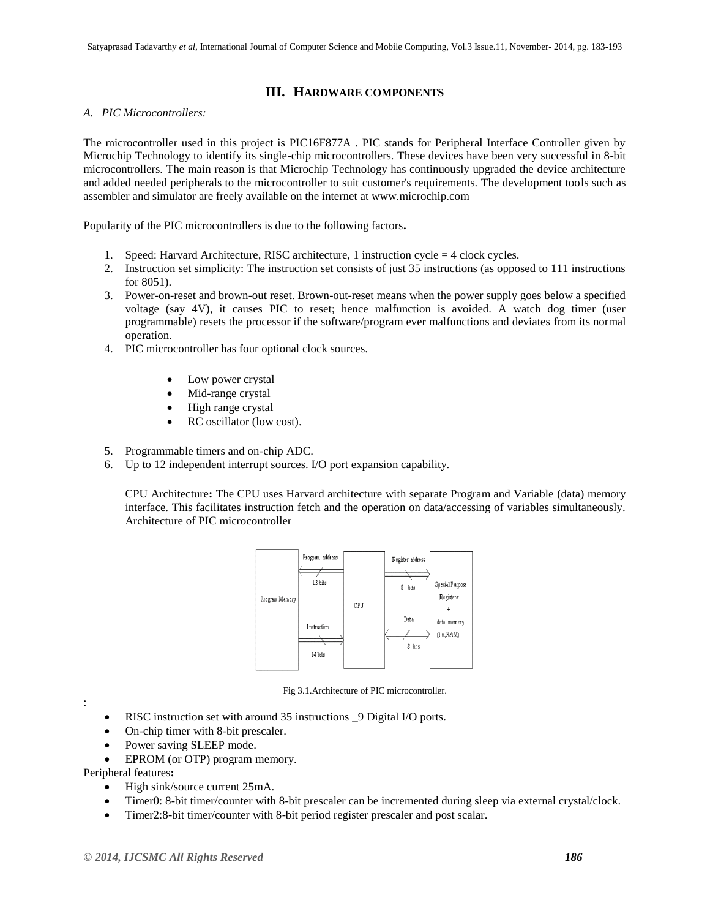## III. HARDWARE COMPONENTS

### *A. PIC Microcontrollers:*

The microcontroller used in this project is PIC16F877A . PIC stands for Peripheral Interface Controller given by Microchip Technology to identify its single-chip microcontrollers. These devices have been very successful in 8-bit microcontrollers. The main reason is that Microchip Technology has continuously upgraded the device architecture and added needed peripherals to the microcontroller to suit customer's requirements. The development tools such as assembler and simulator are freely available on the internet at www.microchip.com

Popularity of the PIC microcontrollers is due to the following factors**.**

1. Speed: Harvard Architecture, RISC architecture, 1 instruction cycle = 4 clock cycles.
2. Instruction set simplicity: The instruction set consists of just 35 instructions (as opposed to 111 instructions for 8051).
3. Power-on-reset and brown-out reset. Brown-out-reset means when the power supply goes below a specified voltage (say 4V), it causes PIC to reset; hence malfunction is avoided. A watch dog timer (user programmable) resets the processor if the software/program ever malfunctions and deviates from its normal operation.
4. PIC microcontroller has four optional clock sources.
    - Low power crystal
    - Mid-range crystal
    - High range crystal
    - RC oscillator (low cost).
5. Programmable timers and on-chip ADC.
6. Up to 12 independent interrupt sources. I/O port expansion capability.

   CPU Architecture**:** The CPU uses Harvard architecture with separate Program and Variable (data) memory interface. This facilitates instruction fetch and the operation on data/accessing of variables simultaneously. Architecture of PIC microcontroller

Fig 3.1.Architecture of PIC microcontroller.

:

- RISC instruction set with around 35 instructions _9 Digital I/O ports.
- On-chip timer with 8-bit prescaler.
- Power saving SLEEP mode.
- EPROM (or OTP) program memory.

Peripheral features**:**

- High sink/source current 25mA.
- Timer0: 8-bit timer/counter with 8-bit prescaler can be incremented during sleep via external crystal/clock.
- Timer2:8-bit timer/counter with 8-bit period register prescaler and post scalar.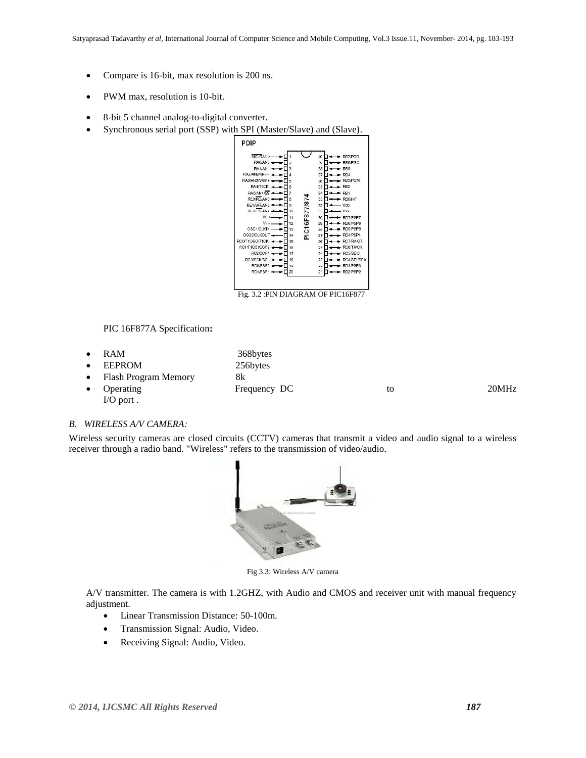- Compare is 16-bit, max resolution is 200 ns.
- PWM max, resolution is 10-bit.
- 8-bit 5 channel analog-to-digital converter.
- Synchronous serial port (SSP) with SPI (Master/Slave) and (Slave).

Fig. 3.2 :PIN DIAGRAM OF PIC16F877

PIC 16F877A Specification**:**

- RAM 368bytes
- EEPROM 256bytes
- Flash Program Memory 8k
- Operating Frequency DC to 20MHz I/O port .

*B. WIRELESS A/V CAMERA:*

Wireless security cameras are closed circuits (CCTV) cameras that transmit a video and audio signal to a wireless receiver through a radio band. "Wireless" refers to the transmission of video/audio.

Fig 3.3: Wireless A/V camera

A/V transmitter. The camera is with 1.2GHZ, with Audio and CMOS and receiver unit with manual frequency adjustment.

- Linear Transmission Distance: 50-100m.
- Transmission Signal: Audio, Video.
- Receiving Signal: Audio, Video.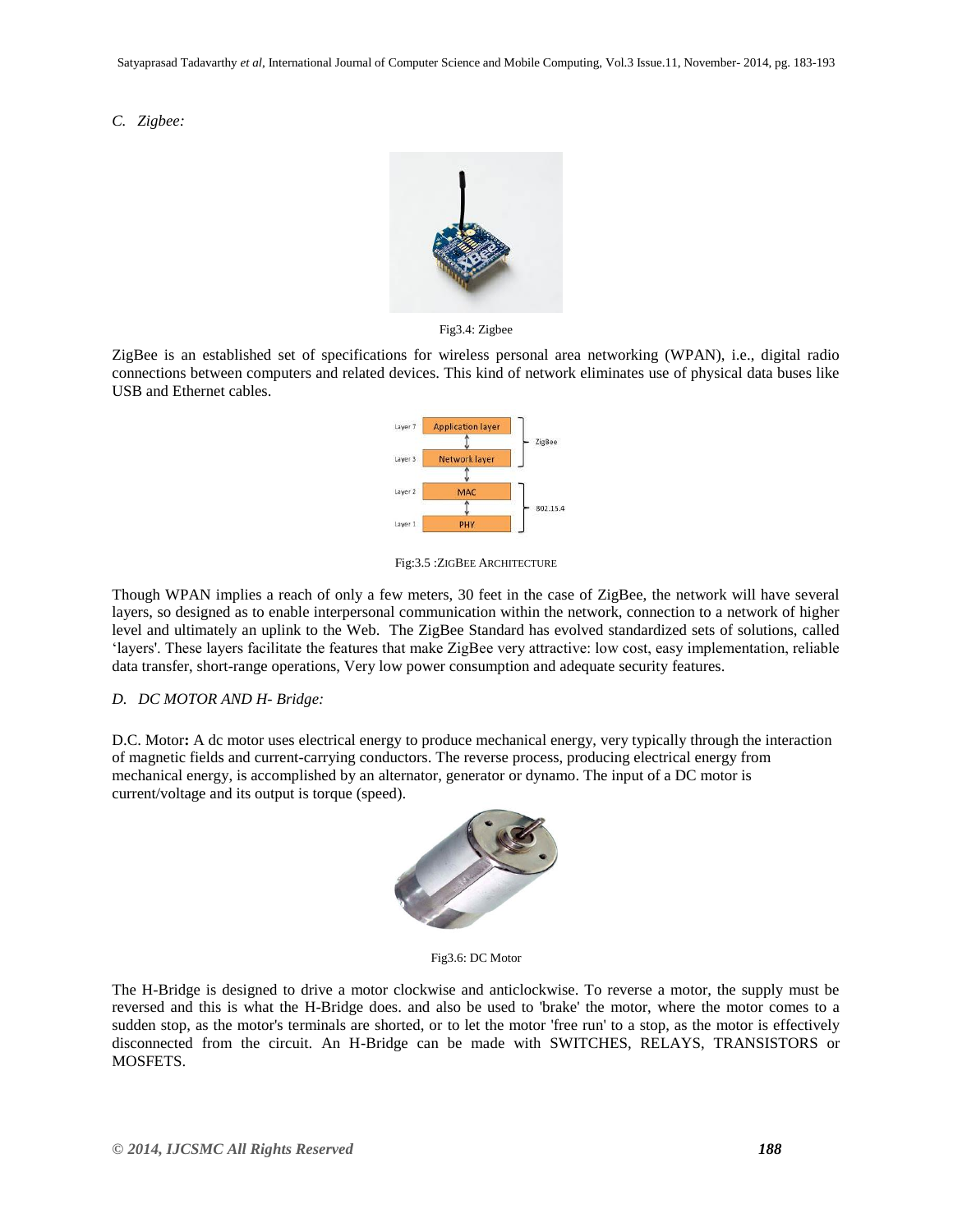### C. Zigbee:

Fig3.4: Zigbee

ZigBee is an established set of specifications for wireless personal area networking (WPAN), i.e., digital radio connections between computers and related devices. This kind of network eliminates use of physical data buses like USB and Ethernet cables.

Fig:3.5 :ZIGBEE ARCHITECTURE

Though WPAN implies a reach of only a few meters, 30 feet in the case of ZigBee, the network will have several layers, so designed as to enable interpersonal communication within the network, connection to a network of higher level and ultimately an uplink to the Web. The ZigBee Standard has evolved standardized sets of solutions, called 'layers'. These layers facilitate the features that make ZigBee very attractive: low cost, easy implementation, reliable data transfer, short-range operations, Very low power consumption and adequate security features.

### D. DC MOTOR AND H- Bridge:

D.C. Motor**:** A dc motor uses electrical energy to produce mechanical energy, very typically through the interaction of magnetic fields and current-carrying conductors. The reverse process, producing electrical energy from mechanical energy, is accomplished by an alternator, generator or dynamo. The input of a DC motor is current/voltage and its output is torque (speed).

Fig3.6: DC Motor

The H-Bridge is designed to drive a motor clockwise and anticlockwise. To reverse a motor, the supply must be reversed and this is what the H-Bridge does. and also be used to 'brake' the motor, where the motor comes to a sudden stop, as the motor's terminals are shorted, or to let the motor 'free run' to a stop, as the motor is effectively disconnected from the circuit. An H-Bridge can be made with SWITCHES, RELAYS, TRANSISTORS or MOSFETS.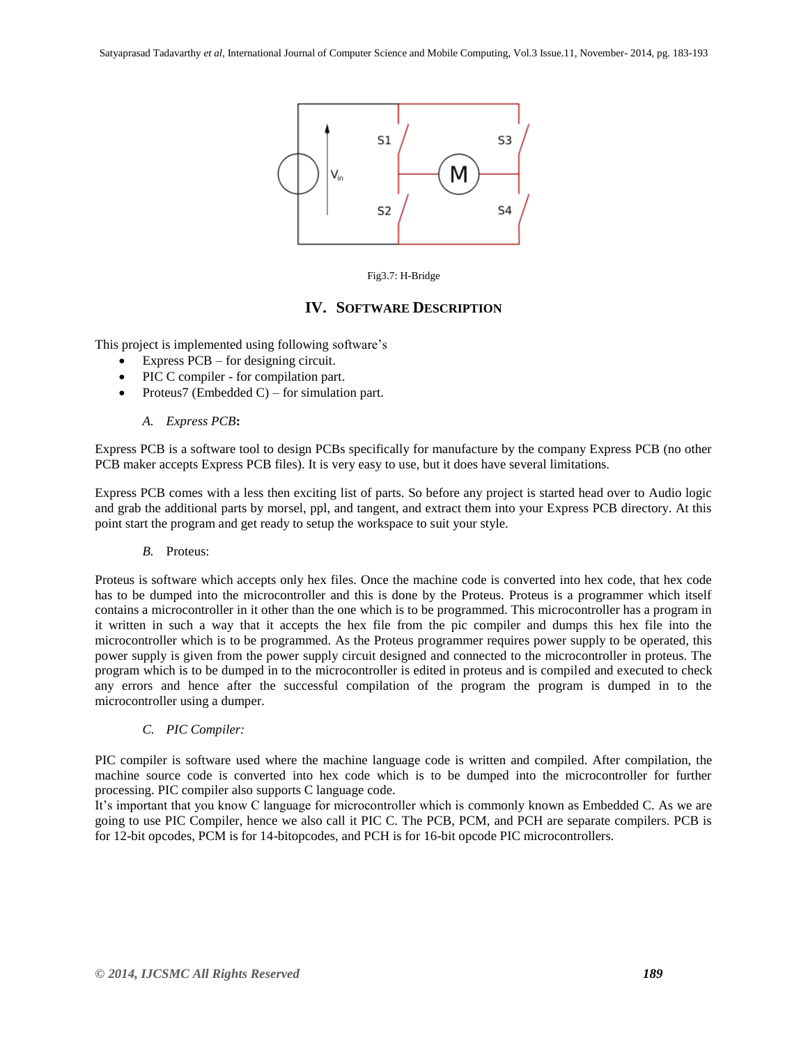Fig3.7: H-Bridge

## IV. SOFTWARE DESCRIPTION

This project is implemented using following software's

- Express PCB – for designing circuit.
- PIC C compiler - for compilation part.
- Proteus7 (Embedded C) – for simulation part.

### *A. Express PCB*:

Express PCB is a software tool to design PCBs specifically for manufacture by the company Express PCB (no other PCB maker accepts Express PCB files). It is very easy to use, but it does have several limitations.

Express PCB comes with a less then exciting list of parts. So before any project is started head over to Audio logic and grab the additional parts by morsel, ppl, and tangent, and extract them into your Express PCB directory. At this point start the program and get ready to setup the workspace to suit your style.

### *B.* Proteus:

Proteus is software which accepts only hex files. Once the machine code is converted into hex code, that hex code has to be dumped into the microcontroller and this is done by the Proteus. Proteus is a programmer which itself contains a microcontroller in it other than the one which is to be programmed. This microcontroller has a program in it written in such a way that it accepts the hex file from the pic compiler and dumps this hex file into the microcontroller which is to be programmed. As the Proteus programmer requires power supply to be operated, this power supply is given from the power supply circuit designed and connected to the microcontroller in proteus. The program which is to be dumped in to the microcontroller is edited in proteus and is compiled and executed to check any errors and hence after the successful compilation of the program the program is dumped in to the microcontroller using a dumper.

### *C. PIC Compiler:*

PIC compiler is software used where the machine language code is written and compiled. After compilation, the machine source code is converted into hex code which is to be dumped into the microcontroller for further processing. PIC compiler also supports C language code.

It's important that you know C language for microcontroller which is commonly known as Embedded C. As we are going to use PIC Compiler, hence we also call it PIC C. The PCB, PCM, and PCH are separate compilers. PCB is for 12-bit opcodes, PCM is for 14-bitopcodes, and PCH is for 16-bit opcode PIC microcontrollers.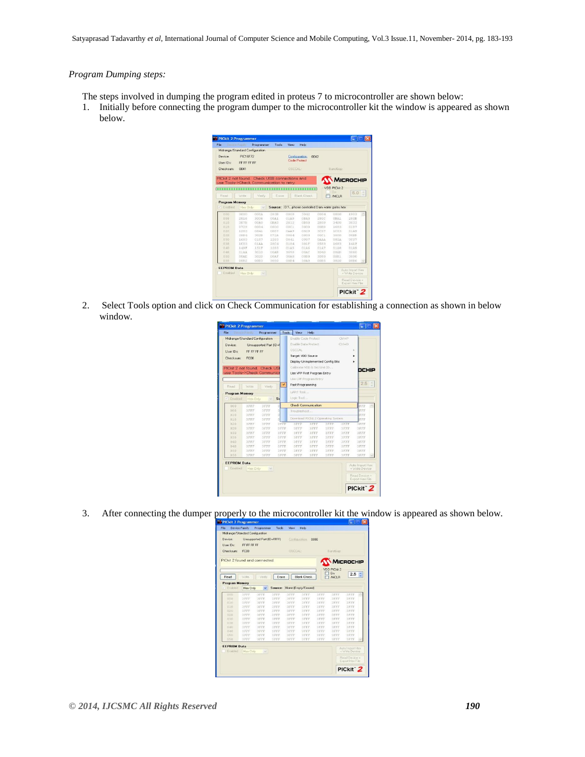*Program Dumping steps:*

The steps involved in dumping the program edited in proteus 7 to microcontroller are shown below:

1. Initially before connecting the program dumper to the microcontroller kit the window is appeared as shown below.

2. Select Tools option and click on Check Communication for establishing a connection as shown in below window.

3. After connecting the dumper properly to the microcontroller kit the window is appeared as shown below.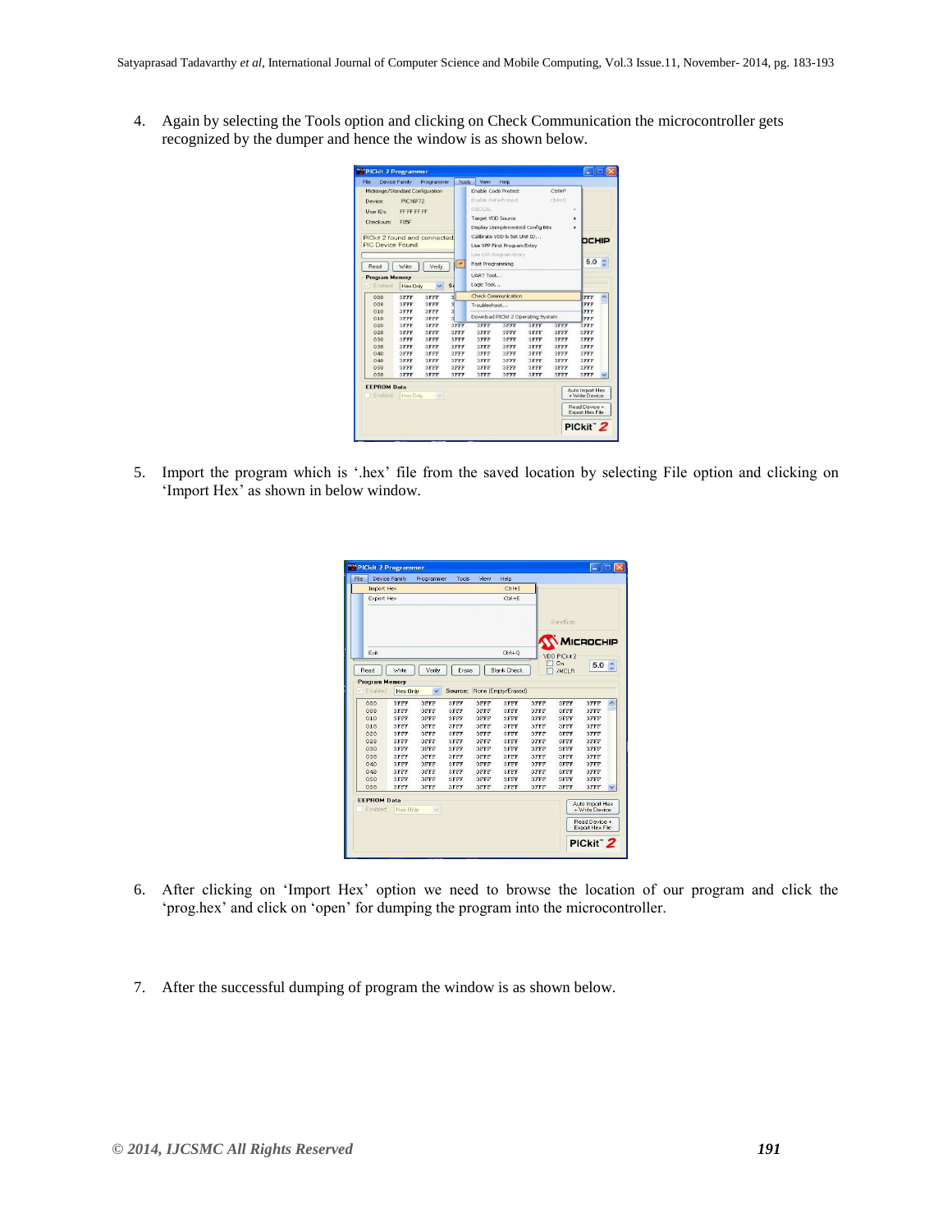4. Again by selecting the Tools option and clicking on Check Communication the microcontroller gets recognized by the dumper and hence the window is as shown below.

5. Import the program which is '.hex' file from the saved location by selecting File option and clicking on 'Import Hex' as shown in below window.

6. After clicking on 'Import Hex' option we need to browse the location of our program and click the 'prog.hex' and click on 'open' for dumping the program into the microcontroller.

7. After the successful dumping of program the window is as shown below.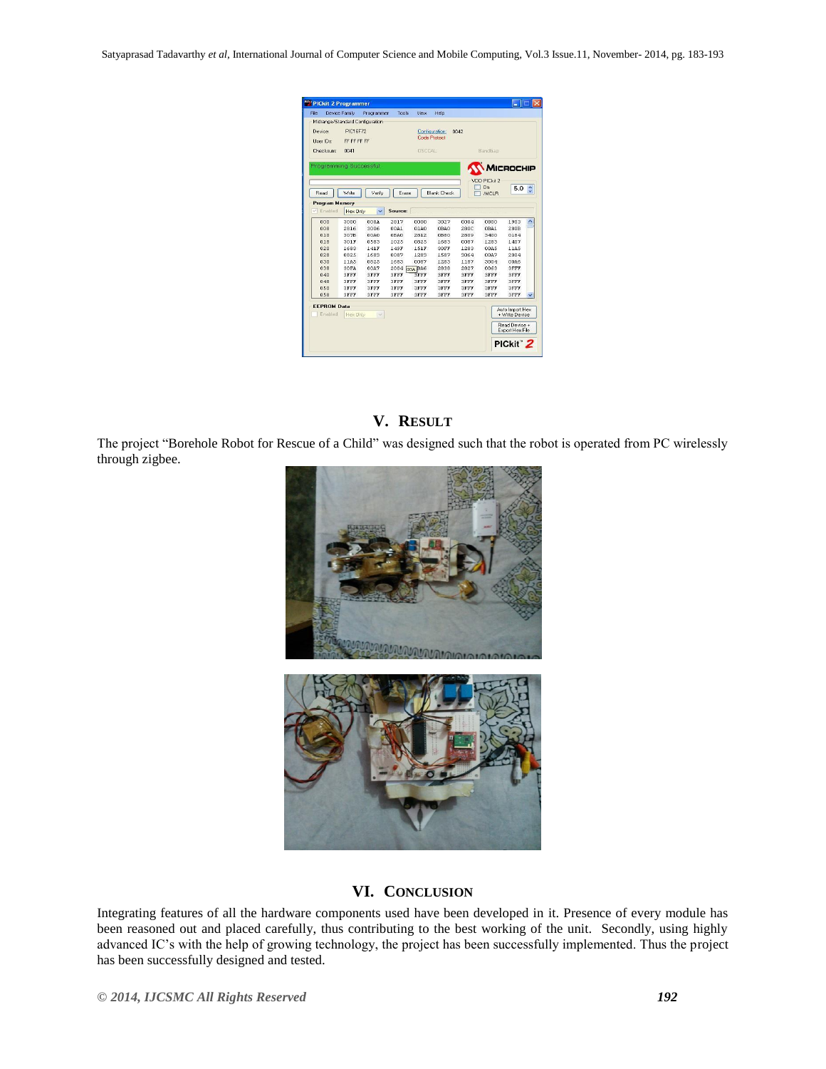## V. RESULT

The project "Borehole Robot for Rescue of a Child" was designed such that the robot is operated from PC wirelessly through zigbee.

## VI. CONCLUSION

Integrating features of all the hardware components used have been developed in it. Presence of every module has been reasoned out and placed carefully, thus contributing to the best working of the unit. Secondly, using highly advanced IC's with the help of growing technology, the project has been successfully implemented. Thus the project has been successfully designed and tested.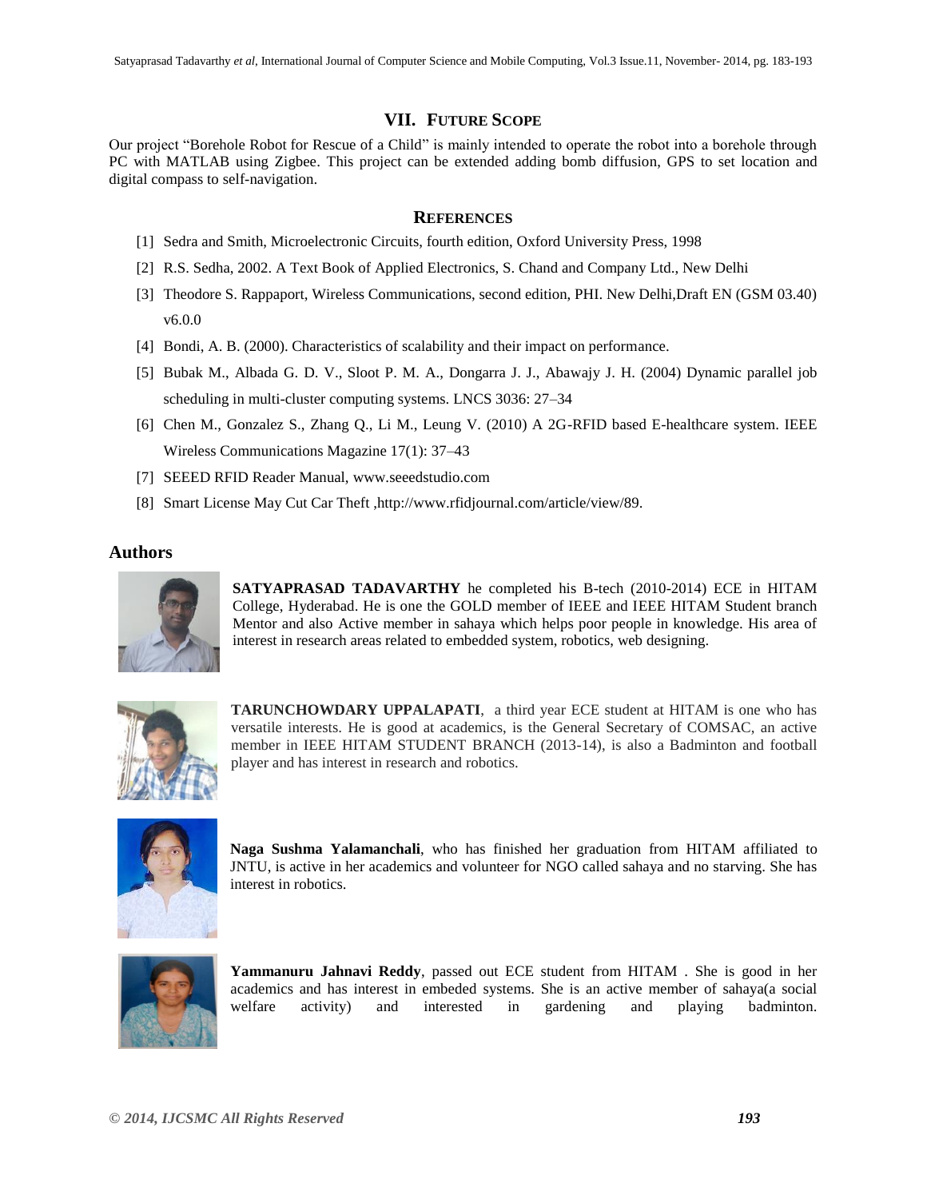## VII. FUTURE SCOPE

Our project "Borehole Robot for Rescue of a Child" is mainly intended to operate the robot into a borehole through PC with MATLAB using Zigbee. This project can be extended adding bomb diffusion, GPS to set location and digital compass to self-navigation.

## REFERENCES

[1] Sedra and Smith, Microelectronic Circuits, fourth edition, Oxford University Press, 1998

[2] R.S. Sedha, 2002. A Text Book of Applied Electronics, S. Chand and Company Ltd., New Delhi

[3] Theodore S. Rappaport, Wireless Communications, second edition, PHI. New Delhi,Draft EN (GSM 03.40) v6.0.0

[4] Bondi, A. B. (2000). Characteristics of scalability and their impact on performance.

[5] Bubak M., Albada G. D. V., Sloot P. M. A., Dongarra J. J., Abawajy J. H. (2004) Dynamic parallel job scheduling in multi-cluster computing systems. LNCS 3036: 27–34

[6] Chen M., Gonzalez S., Zhang Q., Li M., Leung V. (2010) A 2G-RFID based E-healthcare system. IEEE Wireless Communications Magazine 17(1): 37–43

[7] SEEED RFID Reader Manual, www.seeedstudio.com

[8] Smart License May Cut Car Theft ,http://www.rfidjournal.com/article/view/89.

## Authors

**SATYAPRASAD TADAVARTHY** he completed his B-tech (2010-2014) ECE in HITAM College, Hyderabad. He is one the GOLD member of IEEE and IEEE HITAM Student branch Mentor and also Active member in sahaya which helps poor people in knowledge. His area of interest in research areas related to embedded system, robotics, web designing.

**TARUNCHOWDARY UPPALAPATI**, a third year ECE student at HITAM is one who has versatile interests. He is good at academics, is the General Secretary of COMSAC, an active member in IEEE HITAM STUDENT BRANCH (2013-14), is also a Badminton and football player and has interest in research and robotics.

**Naga Sushma Yalamanchali**, who has finished her graduation from HITAM affiliated to JNTU, is active in her academics and volunteer for NGO called sahaya and no starving. She has interest in robotics.

**Yammanuru Jahnavi Reddy**, passed out ECE student from HITAM . She is good in her academics and has interest in embeded systems. She is an active member of sahaya(a social welfare activity) and interested in gardening and playing badminton.